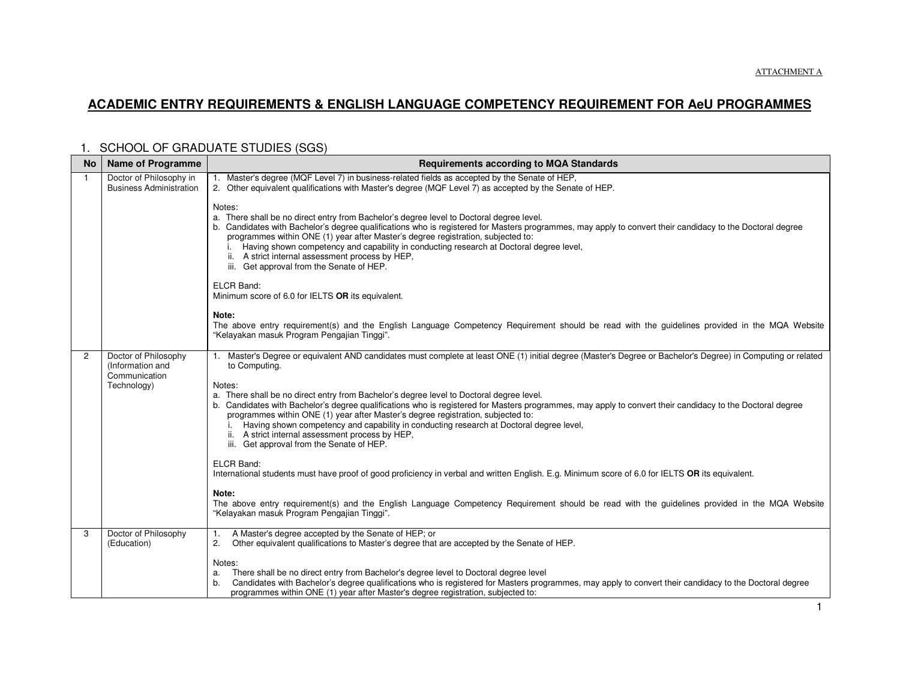ATTACHMENT A

# ACADEMIC ENTRY REQUIREMENTS & ENGLISH LANGUAGE COMPETENCY REQUIREMENT FOR AeU PROGRAMMES

## 1. SCHOOL OF GRADUATE STUDIES (SGS)

| No | Name of Programme | Requirements according to MQA Standards |
|---|---|---|
| 1 | Doctor of Philosophy in Business Administration | 1. Master's degree (MQF Level 7) in business-related fields as accepted by the Senate of HEP,<br>2. Other equivalent qualifications with Master's degree (MQF Level 7) as accepted by the Senate of HEP.<br><br>Notes:<br>a. There shall be no direct entry from Bachelor's degree level to Doctoral degree level.<br>b. Candidates with Bachelor's degree qualifications who is registered for Masters programmes, may apply to convert their candidacy to the Doctoral degree programmes within ONE (1) year after Master's degree registration, subjected to:<br>i. Having shown competency and capability in conducting research at Doctoral degree level,<br>ii. A strict internal assessment process by HEP,<br>iii. Get approval from the Senate of HEP.<br><br>ELCR Band:<br>Minimum score of 6.0 for IELTS **OR** its equivalent.<br><br>**Note:**<br>The above entry requirement(s) and the English Language Competency Requirement should be read with the guidelines provided in the MQA Website "Kelayakan masuk Program Pengajian Tinggi". |
| 2 | Doctor of Philosophy (Information and Communication Technology) | 1. Master's Degree or equivalent AND candidates must complete at least ONE (1) initial degree (Master's Degree or Bachelor's Degree) in Computing or related to Computing.<br><br>Notes:<br>a. There shall be no direct entry from Bachelor's degree level to Doctoral degree level.<br>b. Candidates with Bachelor's degree qualifications who is registered for Masters programmes, may apply to convert their candidacy to the Doctoral degree programmes within ONE (1) year after Master's degree registration, subjected to:<br>i. Having shown competency and capability in conducting research at Doctoral degree level,<br>ii. A strict internal assessment process by HEP,<br>iii. Get approval from the Senate of HEP.<br><br>ELCR Band:<br>International students must have proof of good proficiency in verbal and written English. E.g. Minimum score of 6.0 for IELTS **OR** its equivalent.<br><br>**Note:**<br>The above entry requirement(s) and the English Language Competency Requirement should be read with the guidelines provided in the MQA Website "Kelayakan masuk Program Pengajian Tinggi". |
| 3 | Doctor of Philosophy (Education) | 1. A Master's degree accepted by the Senate of HEP; or<br>2. Other equivalent qualifications to Master's degree that are accepted by the Senate of HEP.<br><br>Notes:<br>a. There shall be no direct entry from Bachelor's degree level to Doctoral degree level<br>b. Candidates with Bachelor's degree qualifications who is registered for Masters programmes, may apply to convert their candidacy to the Doctoral degree programmes within ONE (1) year after Master's degree registration, subjected to: |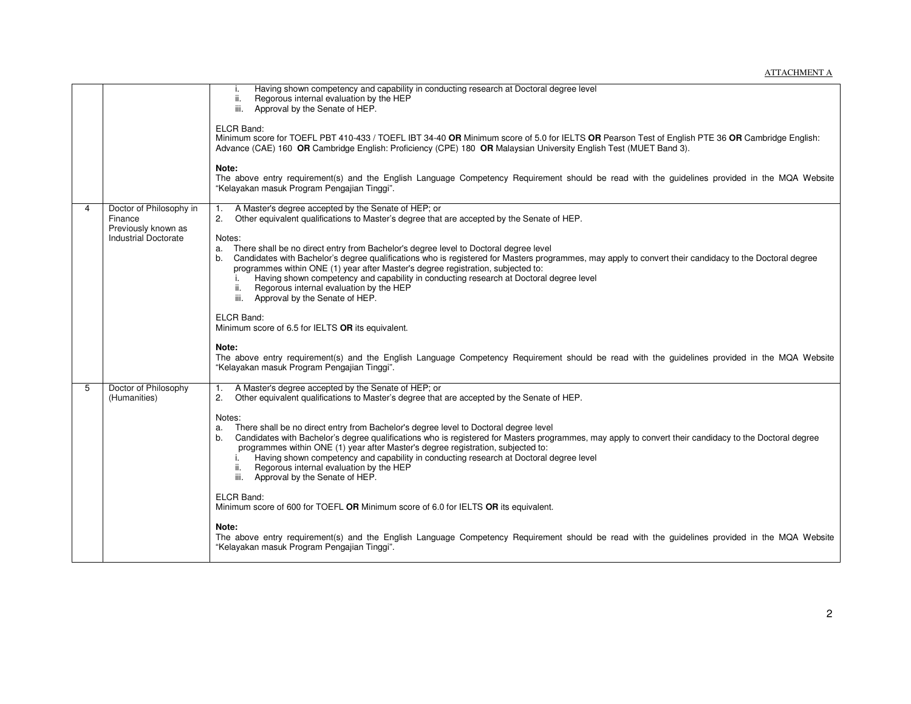ATTACHMENT A

| | | |
|---|---|---|
| | | i. Having shown competency and capability in conducting research at Doctoral degree level<br>ii. Regorous internal evaluation by the HEP<br>iii. Approval by the Senate of HEP.<br><br>ELCR Band:<br>Minimum score for TOEFL PBT 410-433 / TOEFL IBT 34-40 **OR** Minimum score of 5.0 for IELTS **OR** Pearson Test of English PTE 36 **OR** Cambridge English: Advance (CAE) 160 **OR** Cambridge English: Proficiency (CPE) 180 **OR** Malaysian University English Test (MUET Band 3).<br><br>**Note:**<br>The above entry requirement(s) and the English Language Competency Requirement should be read with the guidelines provided in the MQA Website "Kelayakan masuk Program Pengajian Tinggi". |
| 4 | Doctor of Philosophy in Finance<br>Previously known as Industrial Doctorate | 1. A Master's degree accepted by the Senate of HEP; or<br>2. Other equivalent qualifications to Master's degree that are accepted by the Senate of HEP.<br><br>Notes:<br>a. There shall be no direct entry from Bachelor's degree level to Doctoral degree level<br>b. Candidates with Bachelor's degree qualifications who is registered for Masters programmes, may apply to convert their candidacy to the Doctoral degree programmes within ONE (1) year after Master's degree registration, subjected to:<br>i. Having shown competency and capability in conducting research at Doctoral degree level<br>ii. Regorous internal evaluation by the HEP<br>iii. Approval by the Senate of HEP.<br><br>ELCR Band:<br>Minimum score of 6.5 for IELTS **OR** its equivalent.<br><br>**Note:**<br>The above entry requirement(s) and the English Language Competency Requirement should be read with the guidelines provided in the MQA Website "Kelayakan masuk Program Pengajian Tinggi". |
| 5 | Doctor of Philosophy (Humanities) | 1. A Master's degree accepted by the Senate of HEP; or<br>2. Other equivalent qualifications to Master's degree that are accepted by the Senate of HEP.<br><br>Notes:<br>a. There shall be no direct entry from Bachelor's degree level to Doctoral degree level<br>b. Candidates with Bachelor's degree qualifications who is registered for Masters programmes, may apply to convert their candidacy to the Doctoral degree programmes within ONE (1) year after Master's degree registration, subjected to:<br>i. Having shown competency and capability in conducting research at Doctoral degree level<br>ii. Regorous internal evaluation by the HEP<br>iii. Approval by the Senate of HEP.<br><br>ELCR Band:<br>Minimum score of 600 for TOEFL **OR** Minimum score of 6.0 for IELTS **OR** its equivalent.<br><br>**Note:**<br>The above entry requirement(s) and the English Language Competency Requirement should be read with the guidelines provided in the MQA Website "Kelayakan masuk Program Pengajian Tinggi". |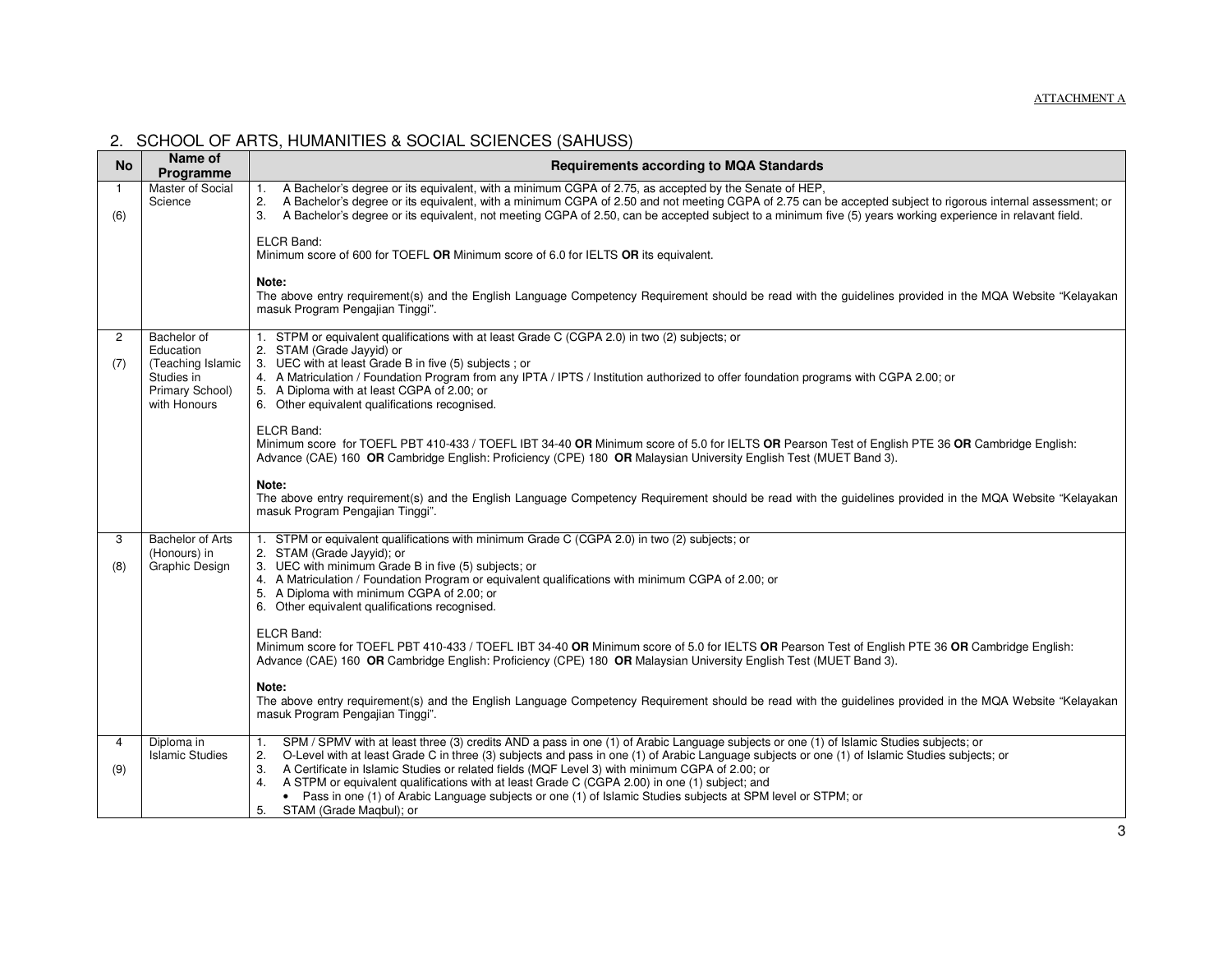ATTACHMENT A

## 2. SCHOOL OF ARTS, HUMANITIES & SOCIAL SCIENCES (SAHUSS)

| No | Name of Programme | Requirements according to MQA Standards |
|---|---|---|
| 1 (6) | Master of Social Science | 1. A Bachelor's degree or its equivalent, with a minimum CGPA of 2.75, as accepted by the Senate of HEP,<br>2. A Bachelor's degree or its equivalent, with a minimum CGPA of 2.50 and not meeting CGPA of 2.75 can be accepted subject to rigorous internal assessment; or<br>3. A Bachelor's degree or its equivalent, not meeting CGPA of 2.50, can be accepted subject to a minimum five (5) years working experience in relavant field.<br><br>ELCR Band:<br>Minimum score of 600 for TOEFL **OR** Minimum score of 6.0 for IELTS **OR** its equivalent.<br><br>**Note:**<br>The above entry requirement(s) and the English Language Competency Requirement should be read with the guidelines provided in the MQA Website "Kelayakan masuk Program Pengajian Tinggi". |
| 2 (7) | Bachelor of Education (Teaching Islamic Studies in Primary School) with Honours | 1. STPM or equivalent qualifications with at least Grade C (CGPA 2.0) in two (2) subjects; or<br>2. STAM (Grade Jayyid) or<br>3. UEC with at least Grade B in five (5) subjects ; or<br>4. A Matriculation / Foundation Program from any IPTA / IPTS / Institution authorized to offer foundation programs with CGPA 2.00; or<br>5. A Diploma with at least CGPA of 2.00; or<br>6. Other equivalent qualifications recognised.<br><br>ELCR Band:<br>Minimum score for TOEFL PBT 410-433 / TOEFL IBT 34-40 **OR** Minimum score of 5.0 for IELTS **OR** Pearson Test of English PTE 36 **OR** Cambridge English: Advance (CAE) 160 **OR** Cambridge English: Proficiency (CPE) 180 **OR** Malaysian University English Test (MUET Band 3).<br><br>**Note:**<br>The above entry requirement(s) and the English Language Competency Requirement should be read with the guidelines provided in the MQA Website "Kelayakan masuk Program Pengajian Tinggi". |
| 3 (8) | Bachelor of Arts (Honours) in Graphic Design | 1. STPM or equivalent qualifications with minimum Grade C (CGPA 2.0) in two (2) subjects; or<br>2. STAM (Grade Jayyid); or<br>3. UEC with minimum Grade B in five (5) subjects; or<br>4. A Matriculation / Foundation Program or equivalent qualifications with minimum CGPA of 2.00; or<br>5. A Diploma with minimum CGPA of 2.00; or<br>6. Other equivalent qualifications recognised.<br><br>ELCR Band:<br>Minimum score for TOEFL PBT 410-433 / TOEFL IBT 34-40 **OR** Minimum score of 5.0 for IELTS **OR** Pearson Test of English PTE 36 **OR** Cambridge English: Advance (CAE) 160 **OR** Cambridge English: Proficiency (CPE) 180 **OR** Malaysian University English Test (MUET Band 3).<br><br>**Note:**<br>The above entry requirement(s) and the English Language Competency Requirement should be read with the guidelines provided in the MQA Website "Kelayakan masuk Program Pengajian Tinggi". |
| 4 (9) | Diploma in Islamic Studies | 1. SPM / SPMV with at least three (3) credits AND a pass in one (1) of Arabic Language subjects or one (1) of Islamic Studies subjects; or<br>2. O-Level with at least Grade C in three (3) subjects and pass in one (1) of Arabic Language subjects or one (1) of Islamic Studies subjects; or<br>3. A Certificate in Islamic Studies or related fields (MQF Level 3) with minimum CGPA of 2.00; or<br>4. A STPM or equivalent qualifications with at least Grade C (CGPA 2.00) in one (1) subject; and<br>• Pass in one (1) of Arabic Language subjects or one (1) of Islamic Studies subjects at SPM level or STPM; or<br>5. STAM (Grade Maqbul); or |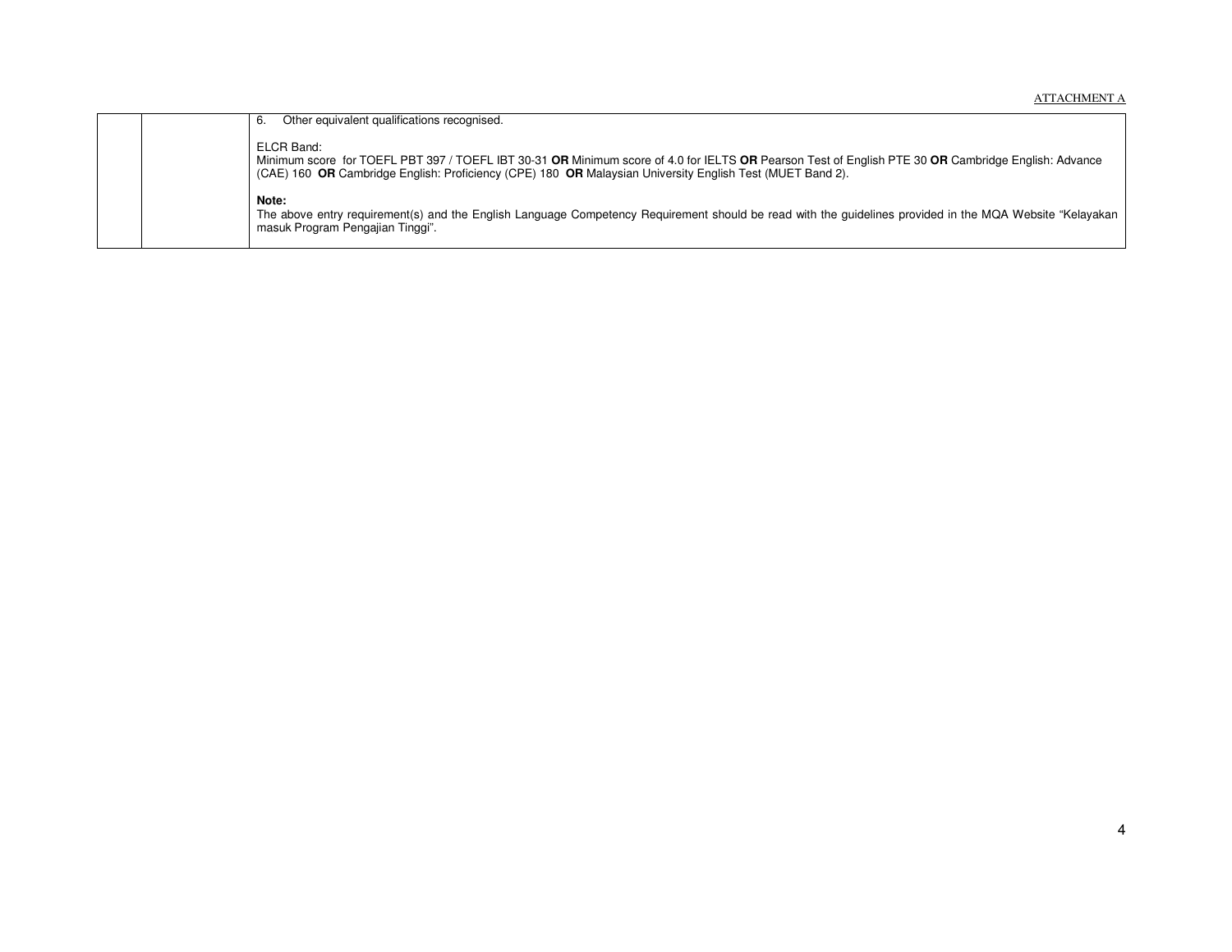ATTACHMENT A

| | | |
|---|---|---|
| | | 6. Other equivalent qualifications recognised.<br><br>ELCR Band:<br>Minimum score for TOEFL PBT 397 / TOEFL IBT 30-31 **OR** Minimum score of 4.0 for IELTS **OR** Pearson Test of English PTE 30 **OR** Cambridge English: Advance (CAE) 160 **OR** Cambridge English: Proficiency (CPE) 180 **OR** Malaysian University English Test (MUET Band 2).<br><br>**Note:**<br>The above entry requirement(s) and the English Language Competency Requirement should be read with the guidelines provided in the MQA Website "Kelayakan masuk Program Pengajian Tinggi". |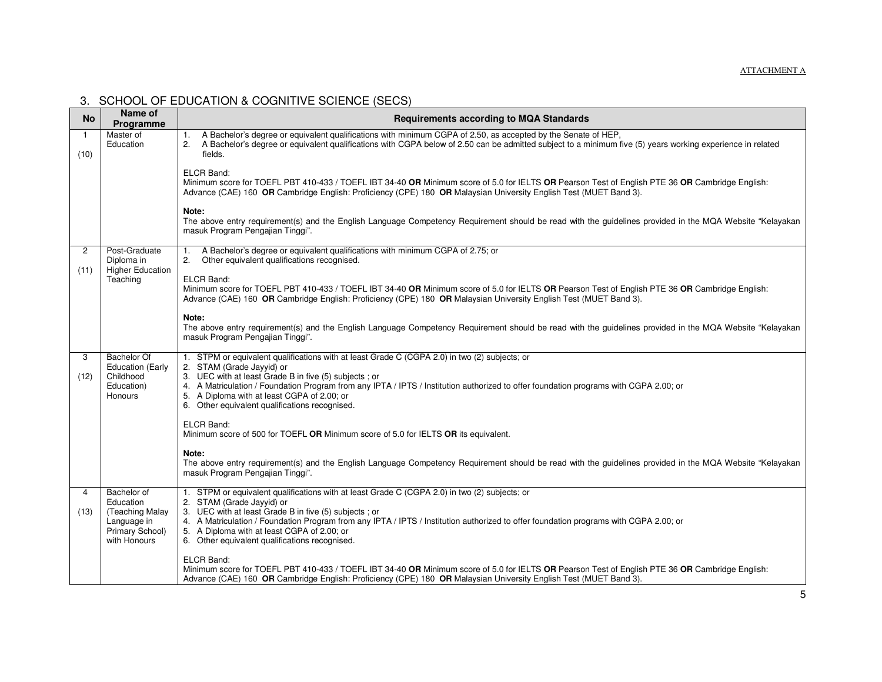ATTACHMENT A

## 3. SCHOOL OF EDUCATION & COGNITIVE SCIENCE (SECS)

| No | Name of Programme | Requirements according to MQA Standards |
|---|---|---|
| 1 (10) | Master of Education | 1. A Bachelor's degree or equivalent qualifications with minimum CGPA of 2.50, as accepted by the Senate of HEP,<br>2. A Bachelor's degree or equivalent qualifications with CGPA below of 2.50 can be admitted subject to a minimum five (5) years working experience in related fields.<br><br>ELCR Band:<br>Minimum score for TOEFL PBT 410-433 / TOEFL IBT 34-40 **OR** Minimum score of 5.0 for IELTS **OR** Pearson Test of English PTE 36 **OR** Cambridge English: Advance (CAE) 160 **OR** Cambridge English: Proficiency (CPE) 180 **OR** Malaysian University English Test (MUET Band 3).<br><br>**Note:**<br>The above entry requirement(s) and the English Language Competency Requirement should be read with the guidelines provided in the MQA Website "Kelayakan masuk Program Pengajian Tinggi". |
| 2 (11) | Post-Graduate Diploma in Higher Education Teaching | 1. A Bachelor's degree or equivalent qualifications with minimum CGPA of 2.75; or<br>2. Other equivalent qualifications recognised.<br><br>ELCR Band:<br>Minimum score for TOEFL PBT 410-433 / TOEFL IBT 34-40 **OR** Minimum score of 5.0 for IELTS **OR** Pearson Test of English PTE 36 **OR** Cambridge English: Advance (CAE) 160 **OR** Cambridge English: Proficiency (CPE) 180 **OR** Malaysian University English Test (MUET Band 3).<br><br>**Note:**<br>The above entry requirement(s) and the English Language Competency Requirement should be read with the guidelines provided in the MQA Website "Kelayakan masuk Program Pengajian Tinggi". |
| 3 (12) | Bachelor Of Education (Early Childhood Education) Honours | 1. STPM or equivalent qualifications with at least Grade C (CGPA 2.0) in two (2) subjects; or<br>2. STAM (Grade Jayyid) or<br>3. UEC with at least Grade B in five (5) subjects ; or<br>4. A Matriculation / Foundation Program from any IPTA / IPTS / Institution authorized to offer foundation programs with CGPA 2.00; or<br>5. A Diploma with at least CGPA of 2.00; or<br>6. Other equivalent qualifications recognised.<br><br>ELCR Band:<br>Minimum score of 500 for TOEFL **OR** Minimum score of 5.0 for IELTS **OR** its equivalent.<br><br>**Note:**<br>The above entry requirement(s) and the English Language Competency Requirement should be read with the guidelines provided in the MQA Website "Kelayakan masuk Program Pengajian Tinggi". |
| 4 (13) | Bachelor of Education (Teaching Malay Language in Primary School) with Honours | 1. STPM or equivalent qualifications with at least Grade C (CGPA 2.0) in two (2) subjects; or<br>2. STAM (Grade Jayyid) or<br>3. UEC with at least Grade B in five (5) subjects ; or<br>4. A Matriculation / Foundation Program from any IPTA / IPTS / Institution authorized to offer foundation programs with CGPA 2.00; or<br>5. A Diploma with at least CGPA of 2.00; or<br>6. Other equivalent qualifications recognised.<br><br>ELCR Band:<br>Minimum score for TOEFL PBT 410-433 / TOEFL IBT 34-40 **OR** Minimum score of 5.0 for IELTS **OR** Pearson Test of English PTE 36 **OR** Cambridge English: Advance (CAE) 160 **OR** Cambridge English: Proficiency (CPE) 180 **OR** Malaysian University English Test (MUET Band 3). |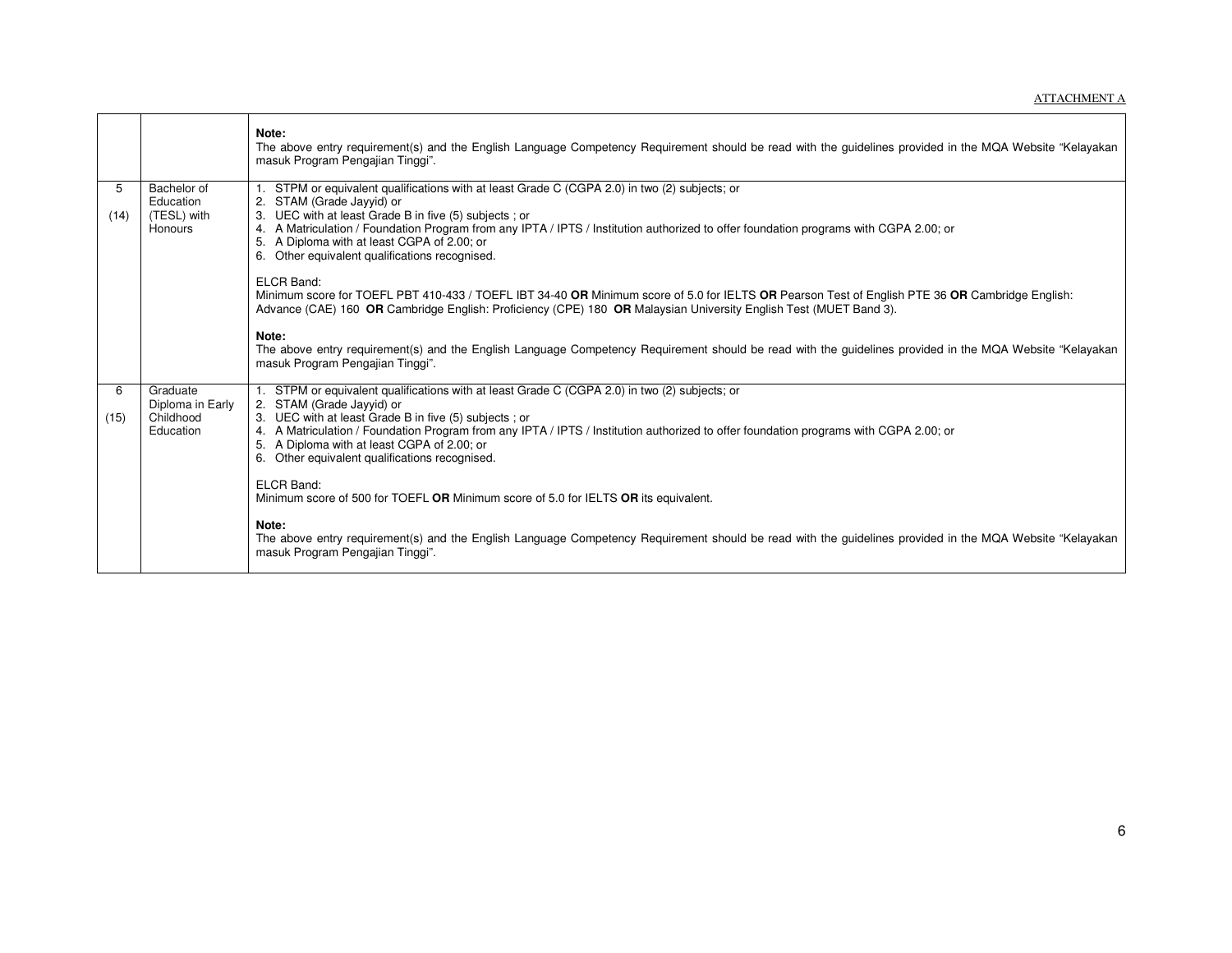ATTACHMENT A

| | | |
|---|---|---|
| | | **Note:**<br>The above entry requirement(s) and the English Language Competency Requirement should be read with the guidelines provided in the MQA Website "Kelayakan masuk Program Pengajian Tinggi". |
| 5<br>(14) | Bachelor of Education (TESL) with Honours | 1. STPM or equivalent qualifications with at least Grade C (CGPA 2.0) in two (2) subjects; or<br>2. STAM (Grade Jayyid) or<br>3. UEC with at least Grade B in five (5) subjects ; or<br>4. A Matriculation / Foundation Program from any IPTA / IPTS / Institution authorized to offer foundation programs with CGPA 2.00; or<br>5. A Diploma with at least CGPA of 2.00; or<br>6. Other equivalent qualifications recognised.<br><br>ELCR Band:<br>Minimum score for TOEFL PBT 410-433 / TOEFL IBT 34-40 **OR** Minimum score of 5.0 for IELTS **OR** Pearson Test of English PTE 36 **OR** Cambridge English: Advance (CAE) 160 **OR** Cambridge English: Proficiency (CPE) 180 **OR** Malaysian University English Test (MUET Band 3).<br><br>**Note:**<br>The above entry requirement(s) and the English Language Competency Requirement should be read with the guidelines provided in the MQA Website "Kelayakan masuk Program Pengajian Tinggi". |
| 6<br>(15) | Graduate Diploma in Early Childhood Education | 1. STPM or equivalent qualifications with at least Grade C (CGPA 2.0) in two (2) subjects; or<br>2. STAM (Grade Jayyid) or<br>3. UEC with at least Grade B in five (5) subjects ; or<br>4. A Matriculation / Foundation Program from any IPTA / IPTS / Institution authorized to offer foundation programs with CGPA 2.00; or<br>5. A Diploma with at least CGPA of 2.00; or<br>6. Other equivalent qualifications recognised.<br><br>ELCR Band:<br>Minimum score of 500 for TOEFL **OR** Minimum score of 5.0 for IELTS **OR** its equivalent.<br><br>**Note:**<br>The above entry requirement(s) and the English Language Competency Requirement should be read with the guidelines provided in the MQA Website "Kelayakan masuk Program Pengajian Tinggi". |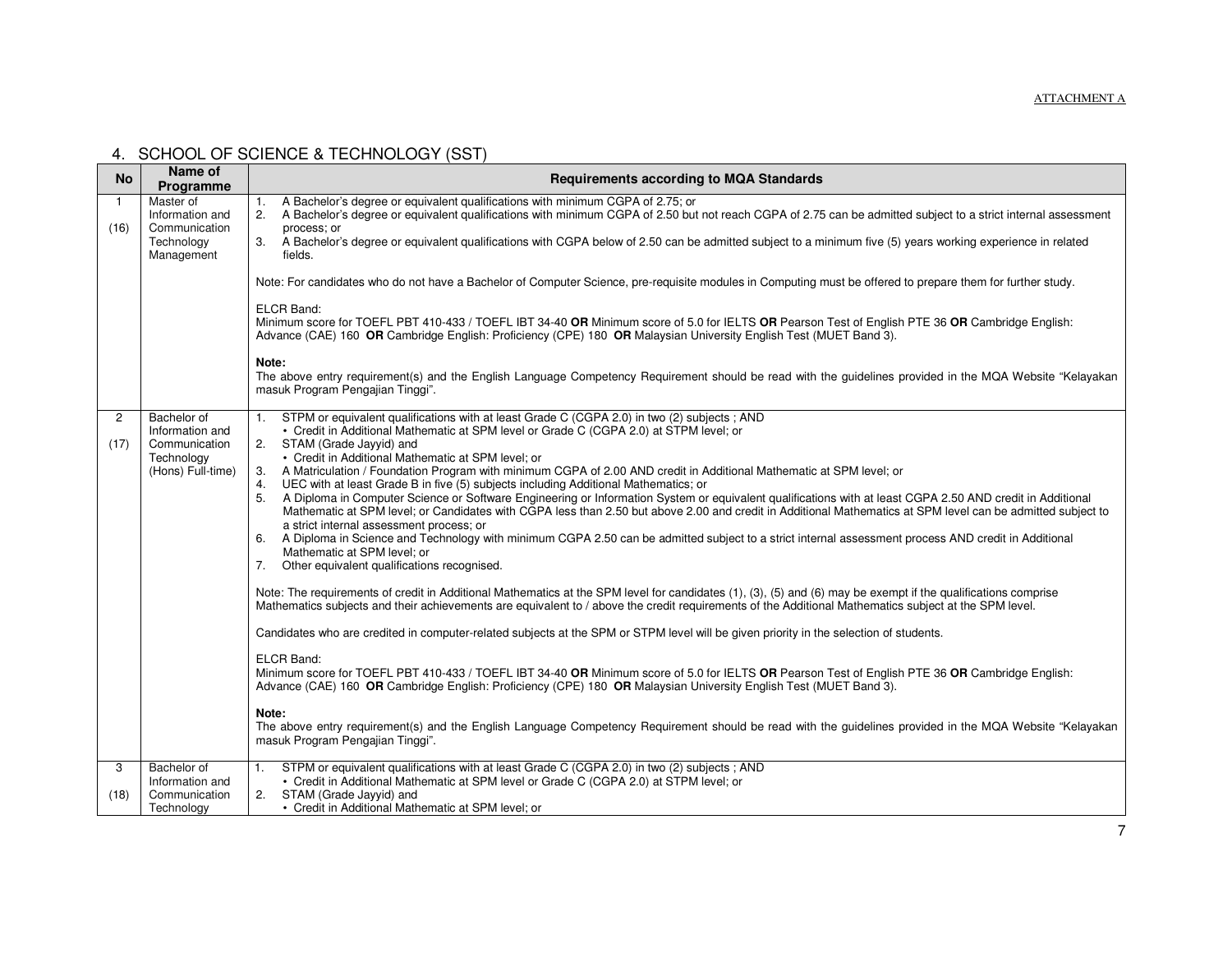## 4. SCHOOL OF SCIENCE & TECHNOLOGY (SST)

| No | Name of Programme | Requirements according to MQA Standards |
|---|---|---|
| 1 (16) | Master of Information and Communication Technology Management | 1. A Bachelor's degree or equivalent qualifications with minimum CGPA of 2.75; or<br>2. A Bachelor's degree or equivalent qualifications with minimum CGPA of 2.50 but not reach CGPA of 2.75 can be admitted subject to a strict internal assessment process; or<br>3. A Bachelor's degree or equivalent qualifications with CGPA below of 2.50 can be admitted subject to a minimum five (5) years working experience in related fields.<br><br>Note: For candidates who do not have a Bachelor of Computer Science, pre-requisite modules in Computing must be offered to prepare them for further study.<br><br>ELCR Band:<br>Minimum score for TOEFL PBT 410-433 / TOEFL IBT 34-40 **OR** Minimum score of 5.0 for IELTS **OR** Pearson Test of English PTE 36 **OR** Cambridge English: Advance (CAE) 160 **OR** Cambridge English: Proficiency (CPE) 180 **OR** Malaysian University English Test (MUET Band 3).<br><br>**Note:**<br>The above entry requirement(s) and the English Language Competency Requirement should be read with the guidelines provided in the MQA Website "Kelayakan masuk Program Pengajian Tinggi". |
| 2 (17) | Bachelor of Information and Communication Technology (Hons) Full-time) | 1. STPM or equivalent qualifications with at least Grade C (CGPA 2.0) in two (2) subjects ; AND<br>• Credit in Additional Mathematic at SPM level or Grade C (CGPA 2.0) at STPM level; or<br>2. STAM (Grade Jayyid) and<br>• Credit in Additional Mathematic at SPM level; or<br>3. A Matriculation / Foundation Program with minimum CGPA of 2.00 AND credit in Additional Mathematic at SPM level; or<br>4. UEC with at least Grade B in five (5) subjects including Additional Mathematics; or<br>5. A Diploma in Computer Science or Software Engineering or Information System or equivalent qualifications with at least CGPA 2.50 AND credit in Additional Mathematic at SPM level; or Candidates with CGPA less than 2.50 but above 2.00 and credit in Additional Mathematics at SPM level can be admitted subject to a strict internal assessment process; or<br>6. A Diploma in Science and Technology with minimum CGPA 2.50 can be admitted subject to a strict internal assessment process AND credit in Additional Mathematic at SPM level; or<br>7. Other equivalent qualifications recognised.<br><br>Note: The requirements of credit in Additional Mathematics at the SPM level for candidates (1), (3), (5) and (6) may be exempt if the qualifications comprise Mathematics subjects and their achievements are equivalent to / above the credit requirements of the Additional Mathematics subject at the SPM level.<br><br>Candidates who are credited in computer-related subjects at the SPM or STPM level will be given priority in the selection of students.<br><br>ELCR Band:<br>Minimum score for TOEFL PBT 410-433 / TOEFL IBT 34-40 **OR** Minimum score of 5.0 for IELTS **OR** Pearson Test of English PTE 36 **OR** Cambridge English: Advance (CAE) 160 **OR** Cambridge English: Proficiency (CPE) 180 **OR** Malaysian University English Test (MUET Band 3).<br><br>**Note:**<br>The above entry requirement(s) and the English Language Competency Requirement should be read with the guidelines provided in the MQA Website "Kelayakan masuk Program Pengajian Tinggi". |
| 3 (18) | Bachelor of Information and Communication Technology | 1. STPM or equivalent qualifications with at least Grade C (CGPA 2.0) in two (2) subjects ; AND<br>• Credit in Additional Mathematic at SPM level or Grade C (CGPA 2.0) at STPM level; or<br>2. STAM (Grade Jayyid) and<br>• Credit in Additional Mathematic at SPM level; or |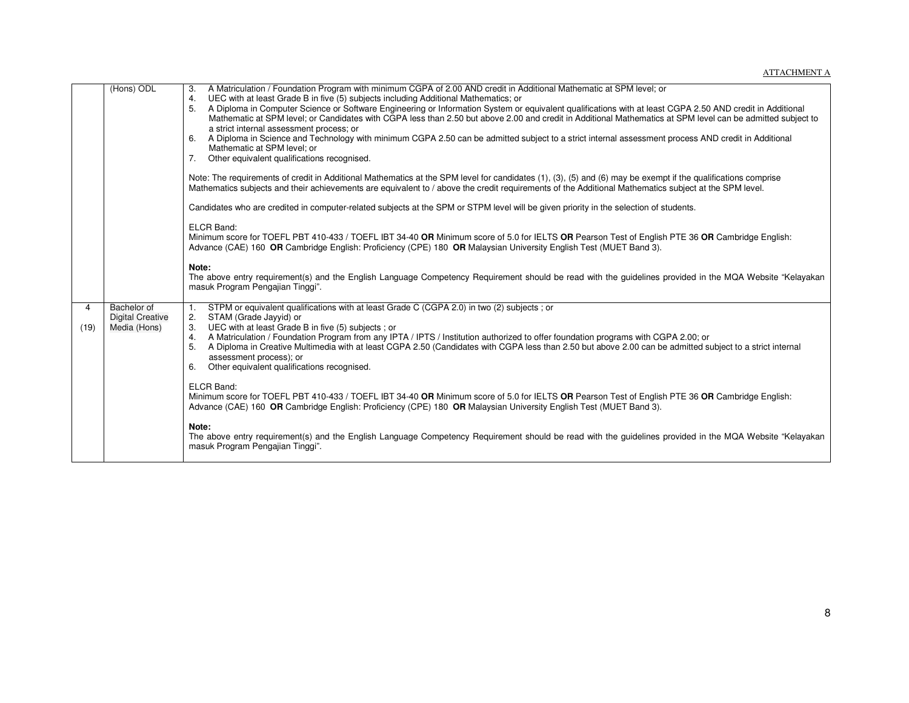| | | |
|---|---|---|
| | (Hons) ODL | 3. A Matriculation / Foundation Program with minimum CGPA of 2.00 AND credit in Additional Mathematic at SPM level; or<br>4. UEC with at least Grade B in five (5) subjects including Additional Mathematics; or<br>5. A Diploma in Computer Science or Software Engineering or Information System or equivalent qualifications with at least CGPA 2.50 AND credit in Additional Mathematic at SPM level; or Candidates with CGPA less than 2.50 but above 2.00 and credit in Additional Mathematics at SPM level can be admitted subject to a strict internal assessment process; or<br>6. A Diploma in Science and Technology with minimum CGPA 2.50 can be admitted subject to a strict internal assessment process AND credit in Additional Mathematic at SPM level; or<br>7. Other equivalent qualifications recognised.<br><br>Note: The requirements of credit in Additional Mathematics at the SPM level for candidates (1), (3), (5) and (6) may be exempt if the qualifications comprise Mathematics subjects and their achievements are equivalent to / above the credit requirements of the Additional Mathematics subject at the SPM level.<br><br>Candidates who are credited in computer-related subjects at the SPM or STPM level will be given priority in the selection of students.<br><br>ELCR Band:<br>Minimum score for TOEFL PBT 410-433 / TOEFL IBT 34-40 **OR** Minimum score of 5.0 for IELTS **OR** Pearson Test of English PTE 36 **OR** Cambridge English: Advance (CAE) 160 **OR** Cambridge English: Proficiency (CPE) 180 **OR** Malaysian University English Test (MUET Band 3).<br><br>**Note:**<br>The above entry requirement(s) and the English Language Competency Requirement should be read with the guidelines provided in the MQA Website "Kelayakan masuk Program Pengajian Tinggi". |
| 4<br><br>(19) | Bachelor of Digital Creative Media (Hons) | 1. STPM or equivalent qualifications with at least Grade C (CGPA 2.0) in two (2) subjects ; or<br>2. STAM (Grade Jayyid) or<br>3. UEC with at least Grade B in five (5) subjects ; or<br>4. A Matriculation / Foundation Program from any IPTA / IPTS / Institution authorized to offer foundation programs with CGPA 2.00; or<br>5. A Diploma in Creative Multimedia with at least CGPA 2.50 (Candidates with CGPA less than 2.50 but above 2.00 can be admitted subject to a strict internal assessment process); or<br>6. Other equivalent qualifications recognised.<br><br>ELCR Band:<br>Minimum score for TOEFL PBT 410-433 / TOEFL IBT 34-40 **OR** Minimum score of 5.0 for IELTS **OR** Pearson Test of English PTE 36 **OR** Cambridge English: Advance (CAE) 160 **OR** Cambridge English: Proficiency (CPE) 180 **OR** Malaysian University English Test (MUET Band 3).<br><br>**Note:**<br>The above entry requirement(s) and the English Language Competency Requirement should be read with the guidelines provided in the MQA Website "Kelayakan masuk Program Pengajian Tinggi". |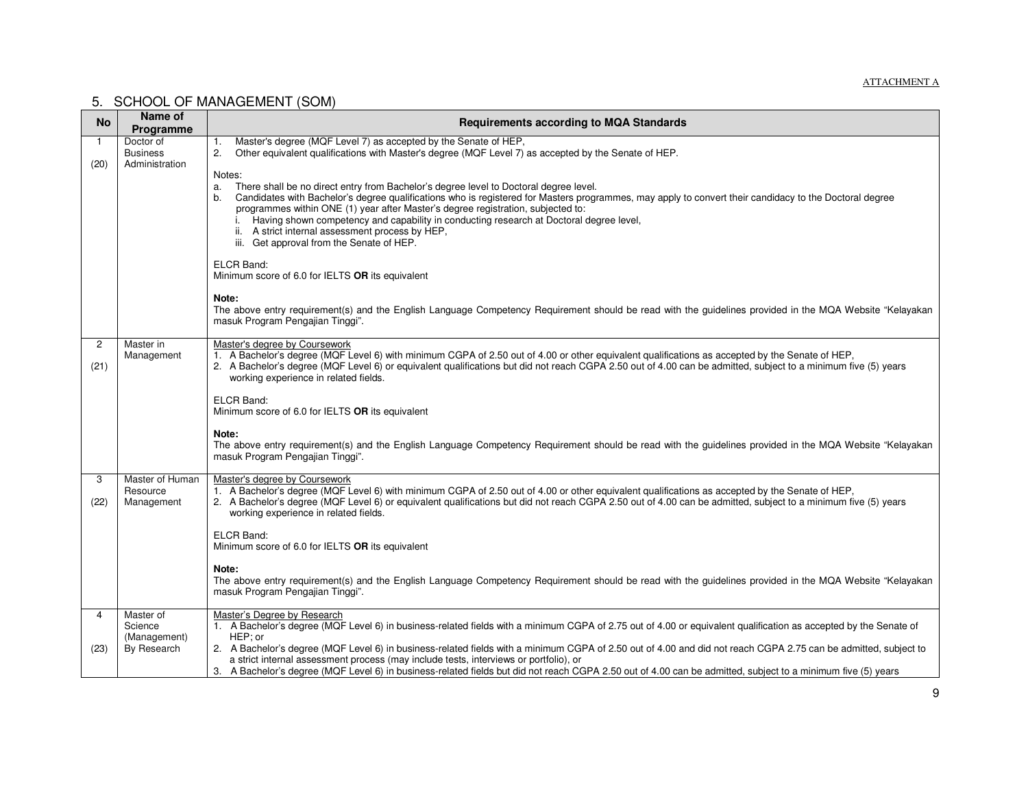ATTACHMENT A

## 5. SCHOOL OF MANAGEMENT (SOM)

| No | Name of Programme | Requirements according to MQA Standards |
|---|---|---|
| 1<br><br>(20) | Doctor of Business Administration | 1. Master's degree (MQF Level 7) as accepted by the Senate of HEP,<br>2. Other equivalent qualifications with Master's degree (MQF Level 7) as accepted by the Senate of HEP.<br><br>Notes:<br>a. There shall be no direct entry from Bachelor's degree level to Doctoral degree level.<br>b. Candidates with Bachelor's degree qualifications who is registered for Masters programmes, may apply to convert their candidacy to the Doctoral degree programmes within ONE (1) year after Master's degree registration, subjected to:<br>i. Having shown competency and capability in conducting research at Doctoral degree level,<br>ii. A strict internal assessment process by HEP,<br>iii. Get approval from the Senate of HEP.<br><br>ELCR Band:<br>Minimum score of 6.0 for IELTS **OR** its equivalent<br><br>**Note:**<br>The above entry requirement(s) and the English Language Competency Requirement should be read with the guidelines provided in the MQA Website "Kelayakan masuk Program Pengajian Tinggi". |
| 2<br><br>(21) | Master in Management | Master's degree by Coursework<br>1. A Bachelor's degree (MQF Level 6) with minimum CGPA of 2.50 out of 4.00 or other equivalent qualifications as accepted by the Senate of HEP,<br>2. A Bachelor's degree (MQF Level 6) or equivalent qualifications but did not reach CGPA 2.50 out of 4.00 can be admitted, subject to a minimum five (5) years working experience in related fields.<br><br>ELCR Band:<br>Minimum score of 6.0 for IELTS **OR** its equivalent<br><br>**Note:**<br>The above entry requirement(s) and the English Language Competency Requirement should be read with the guidelines provided in the MQA Website "Kelayakan masuk Program Pengajian Tinggi". |
| 3<br><br>(22) | Master of Human Resource Management | Master's degree by Coursework<br>1. A Bachelor's degree (MQF Level 6) with minimum CGPA of 2.50 out of 4.00 or other equivalent qualifications as accepted by the Senate of HEP,<br>2. A Bachelor's degree (MQF Level 6) or equivalent qualifications but did not reach CGPA 2.50 out of 4.00 can be admitted, subject to a minimum five (5) years working experience in related fields.<br><br>ELCR Band:<br>Minimum score of 6.0 for IELTS **OR** its equivalent<br><br>**Note:**<br>The above entry requirement(s) and the English Language Competency Requirement should be read with the guidelines provided in the MQA Website "Kelayakan masuk Program Pengajian Tinggi". |
| 4<br><br>(23) | Master of Science (Management) By Research | Master's Degree by Research<br>1. A Bachelor's degree (MQF Level 6) in business-related fields with a minimum CGPA of 2.75 out of 4.00 or equivalent qualification as accepted by the Senate of HEP; or<br>2. A Bachelor's degree (MQF Level 6) in business-related fields with a minimum CGPA of 2.50 out of 4.00 and did not reach CGPA 2.75 can be admitted, subject to a strict internal assessment process (may include tests, interviews or portfolio), or<br>3. A Bachelor's degree (MQF Level 6) in business-related fields but did not reach CGPA 2.50 out of 4.00 can be admitted, subject to a minimum five (5) years |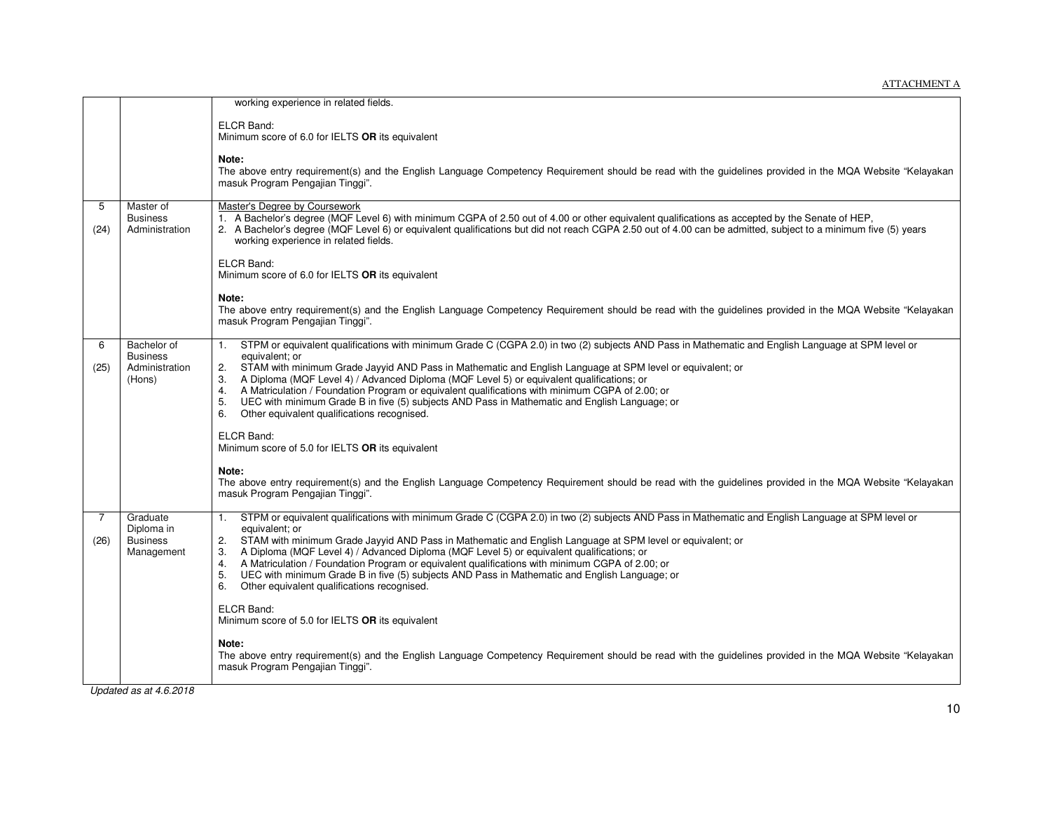| | | |
|---|---|---|
| | | working experience in related fields.<br><br>ELCR Band:<br>Minimum score of 6.0 for IELTS **OR** its equivalent<br><br>**Note:**<br>The above entry requirement(s) and the English Language Competency Requirement should be read with the guidelines provided in the MQA Website "Kelayakan masuk Program Pengajian Tinggi". |
| 5<br><br>(24) | Master of Business Administration | Master's Degree by Coursework<br>1. A Bachelor's degree (MQF Level 6) with minimum CGPA of 2.50 out of 4.00 or other equivalent qualifications as accepted by the Senate of HEP,<br>2. A Bachelor's degree (MQF Level 6) or equivalent qualifications but did not reach CGPA 2.50 out of 4.00 can be admitted, subject to a minimum five (5) years working experience in related fields.<br><br>ELCR Band:<br>Minimum score of 6.0 for IELTS **OR** its equivalent<br><br>**Note:**<br>The above entry requirement(s) and the English Language Competency Requirement should be read with the guidelines provided in the MQA Website "Kelayakan masuk Program Pengajian Tinggi". |
| 6<br><br>(25) | Bachelor of Business Administration (Hons) | 1. STPM or equivalent qualifications with minimum Grade C (CGPA 2.0) in two (2) subjects AND Pass in Mathematic and English Language at SPM level or equivalent; or<br>2. STAM with minimum Grade Jayyid AND Pass in Mathematic and English Language at SPM level or equivalent; or<br>3. A Diploma (MQF Level 4) / Advanced Diploma (MQF Level 5) or equivalent qualifications; or<br>4. A Matriculation / Foundation Program or equivalent qualifications with minimum CGPA of 2.00; or<br>5. UEC with minimum Grade B in five (5) subjects AND Pass in Mathematic and English Language; or<br>6. Other equivalent qualifications recognised.<br><br>ELCR Band:<br>Minimum score of 5.0 for IELTS **OR** its equivalent<br><br>**Note:**<br>The above entry requirement(s) and the English Language Competency Requirement should be read with the guidelines provided in the MQA Website "Kelayakan masuk Program Pengajian Tinggi". |
| 7<br><br>(26) | Graduate Diploma in Business Management | 1. STPM or equivalent qualifications with minimum Grade C (CGPA 2.0) in two (2) subjects AND Pass in Mathematic and English Language at SPM level or equivalent; or<br>2. STAM with minimum Grade Jayyid AND Pass in Mathematic and English Language at SPM level or equivalent; or<br>3. A Diploma (MQF Level 4) / Advanced Diploma (MQF Level 5) or equivalent qualifications; or<br>4. A Matriculation / Foundation Program or equivalent qualifications with minimum CGPA of 2.00; or<br>5. UEC with minimum Grade B in five (5) subjects AND Pass in Mathematic and English Language; or<br>6. Other equivalent qualifications recognised.<br><br>ELCR Band:<br>Minimum score of 5.0 for IELTS **OR** its equivalent<br><br>**Note:**<br>The above entry requirement(s) and the English Language Competency Requirement should be read with the guidelines provided in the MQA Website "Kelayakan masuk Program Pengajian Tinggi". |

*Updated as at 4.6.2018*